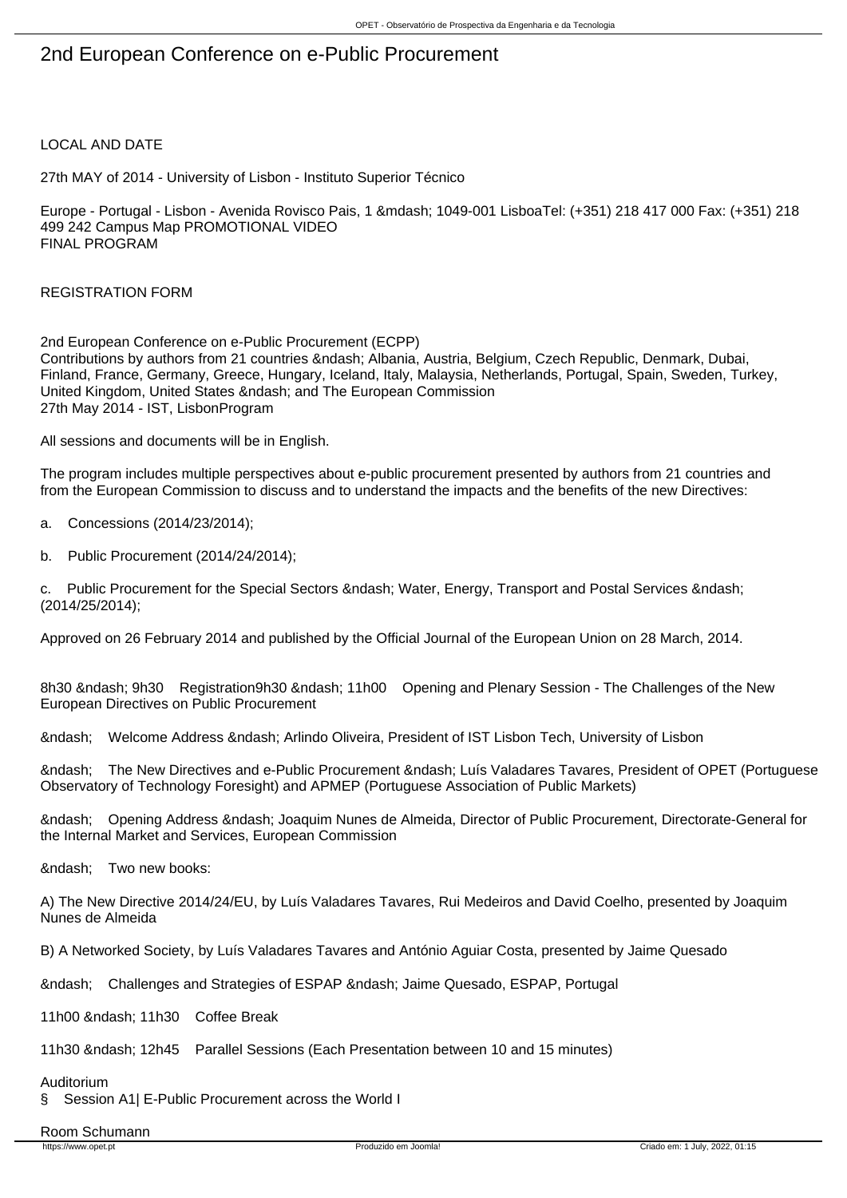# 2nd European Conference on e-Public Procurement

LOCAL AND DATE

27th MAY of 2014 - University of Lisbon - Instituto Superior Técnico

Europe - Portugal - Lisbon - Avenida Rovisco Pais, 1 &mdash; 1049-001 LisboaTel: (+351) 218 417 000 Fax: (+351) 218 499 242 Campus Map PROMOTIONAL VIDEO
FINAL PROGRAM

REGISTRATION FORM

2nd European Conference on e-Public Procurement (ECPP)
Contributions by authors from 21 countries &ndash; Albania, Austria, Belgium, Czech Republic, Denmark, Dubai, Finland, France, Germany, Greece, Hungary, Iceland, Italy, Malaysia, Netherlands, Portugal, Spain, Sweden, Turkey, United Kingdom, United States &ndash; and The European Commission
27th May 2014 - IST, LisbonProgram

All sessions and documents will be in English.

The program includes multiple perspectives about e-public procurement presented by authors from 21 countries and from the European Commission to discuss and to understand the impacts and the benefits of the new Directives:

a. Concessions (2014/23/2014);

b. Public Procurement (2014/24/2014);

c. Public Procurement for the Special Sectors &ndash; Water, Energy, Transport and Postal Services &ndash; (2014/25/2014);

Approved on 26 February 2014 and published by the Official Journal of the European Union on 28 March, 2014.

8h30 &ndash; 9h30 Registration9h30 &ndash; 11h00 Opening and Plenary Session - The Challenges of the New European Directives on Public Procurement

&ndash; Welcome Address &ndash; Arlindo Oliveira, President of IST Lisbon Tech, University of Lisbon

&ndash; The New Directives and e-Public Procurement &ndash; Luís Valadares Tavares, President of OPET (Portuguese Observatory of Technology Foresight) and APMEP (Portuguese Association of Public Markets)

&ndash; Opening Address &ndash; Joaquim Nunes de Almeida, Director of Public Procurement, Directorate-General for the Internal Market and Services, European Commission

&ndash; Two new books:

A) The New Directive 2014/24/EU, by Luís Valadares Tavares, Rui Medeiros and David Coelho, presented by Joaquim Nunes de Almeida

B) A Networked Society, by Luís Valadares Tavares and António Aguiar Costa, presented by Jaime Quesado

&ndash; Challenges and Strategies of ESPAP &ndash; Jaime Quesado, ESPAP, Portugal

11h00 &ndash; 11h30 Coffee Break

11h30 &ndash; 12h45 Parallel Sessions (Each Presentation between 10 and 15 minutes)

Auditorium
§ Session A1| E-Public Procurement across the World I

Room Schumann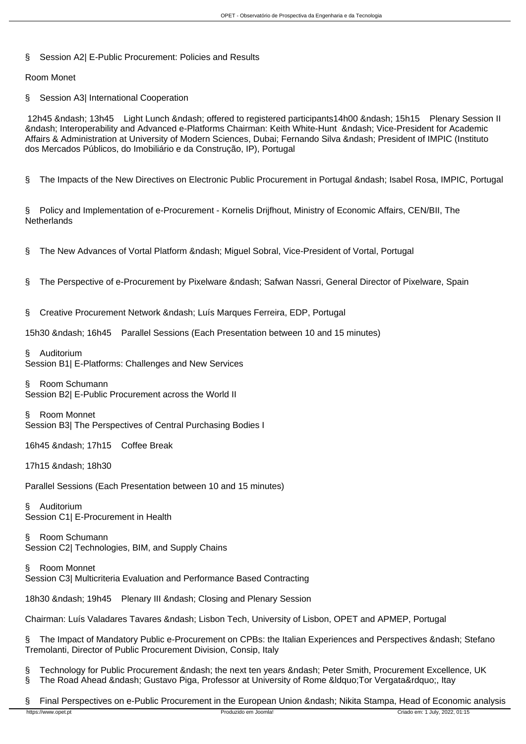§ Session A2| E-Public Procurement: Policies and Results

Room Monet

§ Session A3| International Cooperation

12h45 &ndash; 13h45 Light Lunch &ndash; offered to registered participants14h00 &ndash; 15h15 Plenary Session II &ndash; Interoperability and Advanced e-Platforms Chairman: Keith White-Hunt &ndash; Vice-President for Academic Affairs & Administration at University of Modern Sciences, Dubai; Fernando Silva &ndash; President of IMPIC (Instituto dos Mercados Públicos, do Imobiliário e da Construção, IP), Portugal

§ The Impacts of the New Directives on Electronic Public Procurement in Portugal &ndash; Isabel Rosa, IMPIC, Portugal

§ Policy and Implementation of e-Procurement - Kornelis Drijfhout, Ministry of Economic Affairs, CEN/BII, The Netherlands

§ The New Advances of Vortal Platform &ndash; Miguel Sobral, Vice-President of Vortal, Portugal

§ The Perspective of e-Procurement by Pixelware &ndash; Safwan Nassri, General Director of Pixelware, Spain

§ Creative Procurement Network &ndash; Luís Marques Ferreira, EDP, Portugal

15h30 &ndash; 16h45 Parallel Sessions (Each Presentation between 10 and 15 minutes)

§ Auditorium
Session B1| E-Platforms: Challenges and New Services

§ Room Schumann
Session B2| E-Public Procurement across the World II

§ Room Monnet
Session B3| The Perspectives of Central Purchasing Bodies I

16h45 &ndash; 17h15 Coffee Break

17h15 &ndash; 18h30

Parallel Sessions (Each Presentation between 10 and 15 minutes)

§ Auditorium
Session C1| E-Procurement in Health

§ Room Schumann
Session C2| Technologies, BIM, and Supply Chains

§ Room Monnet
Session C3| Multicriteria Evaluation and Performance Based Contracting

18h30 &ndash; 19h45 Plenary III &ndash; Closing and Plenary Session

Chairman: Luís Valadares Tavares &ndash; Lisbon Tech, University of Lisbon, OPET and APMEP, Portugal

§ The Impact of Mandatory Public e-Procurement on CPBs: the Italian Experiences and Perspectives &ndash; Stefano Tremolanti, Director of Public Procurement Division, Consip, Italy

§ Technology for Public Procurement &ndash; the next ten years &ndash; Peter Smith, Procurement Excellence, UK
§ The Road Ahead &ndash; Gustavo Piga, Professor at University of Rome &ldquo;Tor Vergata&rdquo;, Itay

§ Final Perspectives on e-Public Procurement in the European Union &ndash; Nikita Stampa, Head of Economic analysis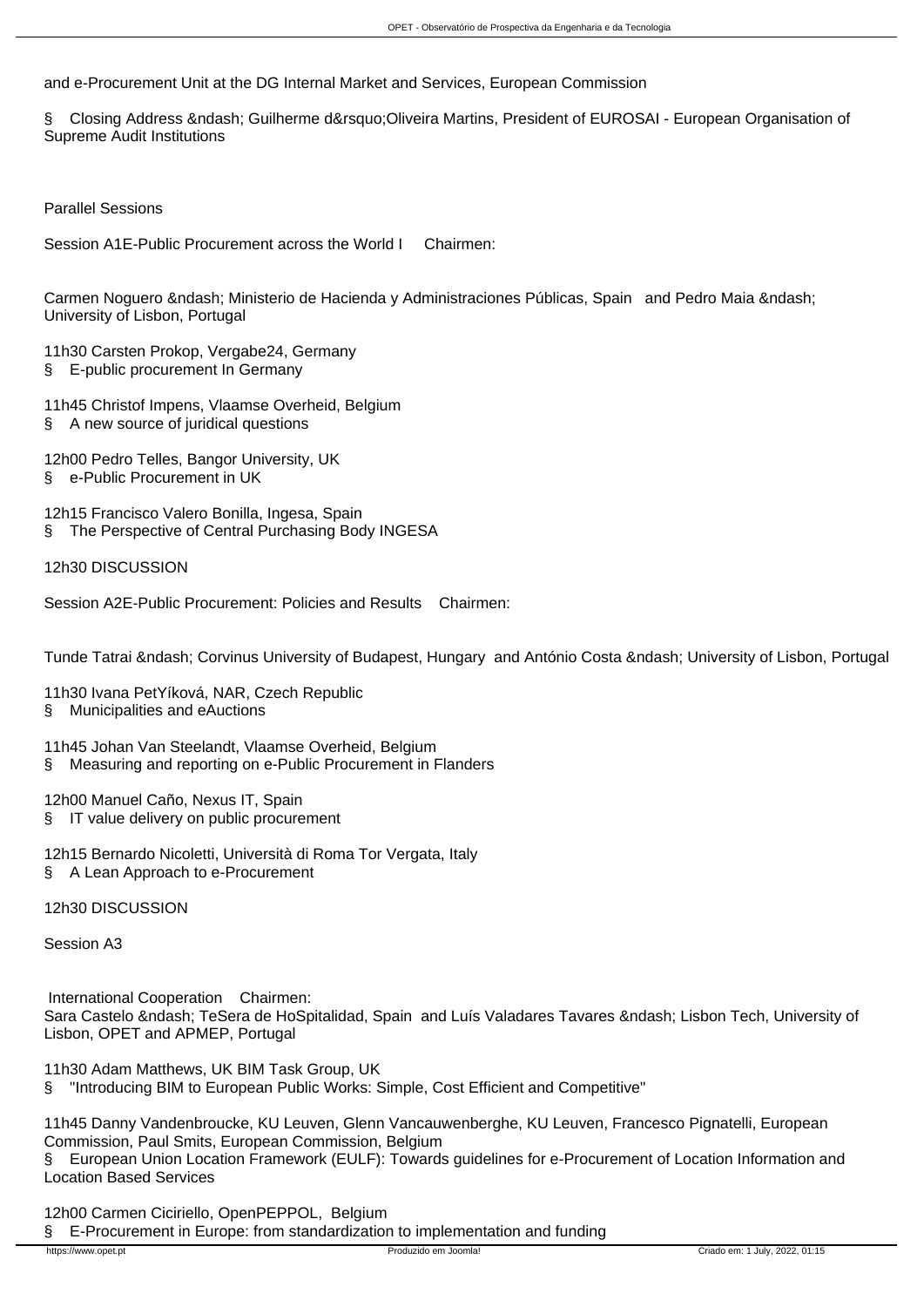and e-Procurement Unit at the DG Internal Market and Services, European Commission

§ Closing Address &ndash; Guilherme d&rsquo;Oliveira Martins, President of EUROSAI - European Organisation of Supreme Audit Institutions

Parallel Sessions

Session A1E-Public Procurement across the World I  Chairmen:

Carmen Noguero &ndash; Ministerio de Hacienda y Administraciones Públicas, Spain  and Pedro Maia &ndash; University of Lisbon, Portugal

11h30 Carsten Prokop, Vergabe24, Germany
§ E-public procurement In Germany

11h45 Christof Impens, Vlaamse Overheid, Belgium
§ A new source of juridical questions

12h00 Pedro Telles, Bangor University, UK
§ e-Public Procurement in UK

12h15 Francisco Valero Bonilla, Ingesa, Spain
§ The Perspective of Central Purchasing Body INGESA

12h30 DISCUSSION

Session A2E-Public Procurement: Policies and Results  Chairmen:

Tunde Tatrai &ndash; Corvinus University of Budapest, Hungary and António Costa &ndash; University of Lisbon, Portugal

11h30 Ivana PetYíková, NAR, Czech Republic
§ Municipalities and eAuctions

11h45 Johan Van Steelandt, Vlaamse Overheid, Belgium
§ Measuring and reporting on e-Public Procurement in Flanders

12h00 Manuel Caño, Nexus IT, Spain
§ IT value delivery on public procurement

12h15 Bernardo Nicoletti, Università di Roma Tor Vergata, Italy
§ A Lean Approach to e-Procurement

12h30 DISCUSSION

Session A3

International Cooperation  Chairmen:
Sara Castelo &ndash; TeSera de HoSpitalidad, Spain and Luís Valadares Tavares &ndash; Lisbon Tech, University of Lisbon, OPET and APMEP, Portugal

11h30 Adam Matthews, UK BIM Task Group, UK
§ "Introducing BIM to European Public Works: Simple, Cost Efficient and Competitive"

11h45 Danny Vandenbroucke, KU Leuven, Glenn Vancauwenberghe, KU Leuven, Francesco Pignatelli, European Commission, Paul Smits, European Commission, Belgium
§ European Union Location Framework (EULF): Towards guidelines for e-Procurement of Location Information and Location Based Services

12h00 Carmen Ciciriello, OpenPEPPOL, Belgium
§ E-Procurement in Europe: from standardization to implementation and funding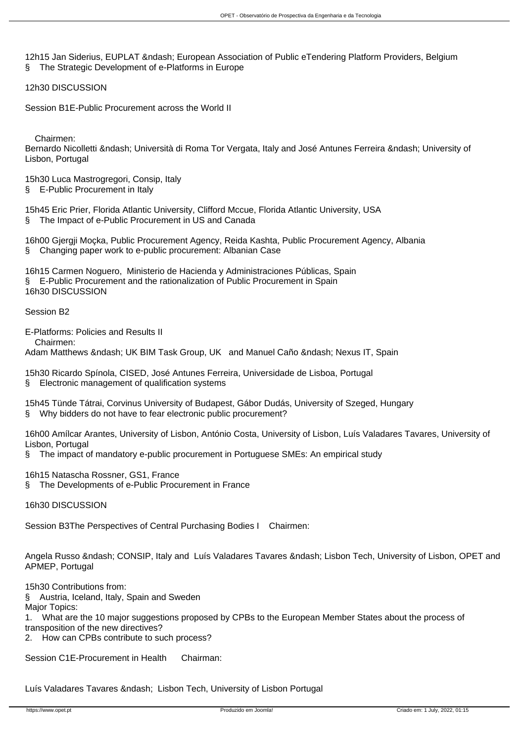12h15 Jan Siderius, EUPLAT &ndash; European Association of Public eTendering Platform Providers, Belgium

§ The Strategic Development of e-Platforms in Europe

12h30 DISCUSSION

Session B1E-Public Procurement across the World II

Chairmen:

Bernardo Nicolletti &ndash; Università di Roma Tor Vergata, Italy and José Antunes Ferreira &ndash; University of Lisbon, Portugal

15h30 Luca Mastrogregori, Consip, Italy

§ E-Public Procurement in Italy

15h45 Eric Prier, Florida Atlantic University, Clifford Mccue, Florida Atlantic University, USA

§ The Impact of e-Public Procurement in US and Canada

16h00 Gjergji Moçka, Public Procurement Agency, Reida Kashta, Public Procurement Agency, Albania

§ Changing paper work to e-public procurement: Albanian Case

16h15 Carmen Noguero, Ministerio de Hacienda y Administraciones Públicas, Spain

§ E-Public Procurement and the rationalization of Public Procurement in Spain

16h30 DISCUSSION

Session B2

E-Platforms: Policies and Results II

Chairmen:

Adam Matthews &ndash; UK BIM Task Group, UK and Manuel Caño &ndash; Nexus IT, Spain

15h30 Ricardo Spínola, CISED, José Antunes Ferreira, Universidade de Lisboa, Portugal

§ Electronic management of qualification systems

15h45 Tünde Tátrai, Corvinus University of Budapest, Gábor Dudás, University of Szeged, Hungary

§ Why bidders do not have to fear electronic public procurement?

16h00 Amílcar Arantes, University of Lisbon, António Costa, University of Lisbon, Luís Valadares Tavares, University of Lisbon, Portugal

§ The impact of mandatory e-public procurement in Portuguese SMEs: An empirical study

16h15 Natascha Rossner, GS1, France

§ The Developments of e-Public Procurement in France

16h30 DISCUSSION

Session B3The Perspectives of Central Purchasing Bodies I Chairmen:

Angela Russo &ndash; CONSIP, Italy and Luís Valadares Tavares &ndash; Lisbon Tech, University of Lisbon, OPET and APMEP, Portugal

15h30 Contributions from:

§ Austria, Iceland, Italy, Spain and Sweden

Major Topics:

1. What are the 10 major suggestions proposed by CPBs to the European Member States about the process of transposition of the new directives?
2. How can CPBs contribute to such process?

Session C1E-Procurement in Health Chairman:

Luís Valadares Tavares &ndash; Lisbon Tech, University of Lisbon Portugal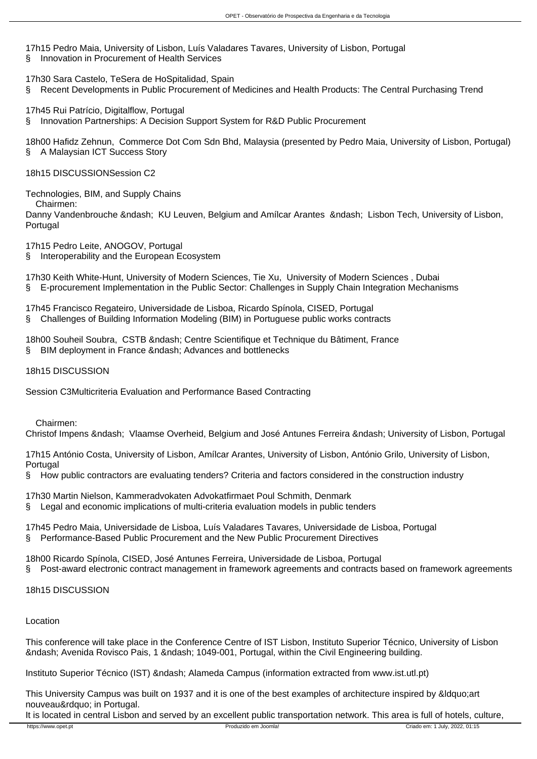17h15 Pedro Maia, University of Lisbon, Luís Valadares Tavares, University of Lisbon, Portugal

§ Innovation in Procurement of Health Services

17h30 Sara Castelo, TeSera de HoSpitalidad, Spain

§ Recent Developments in Public Procurement of Medicines and Health Products: The Central Purchasing Trend

17h45 Rui Patrício, Digitalflow, Portugal

§ Innovation Partnerships: A Decision Support System for R&D Public Procurement

18h00 Hafidz Zehnun, Commerce Dot Com Sdn Bhd, Malaysia (presented by Pedro Maia, University of Lisbon, Portugal)

§ A Malaysian ICT Success Story

18h15 DISCUSSIONSession C2

Technologies, BIM, and Supply Chains

Chairmen:

Danny Vandenbrouche &ndash; KU Leuven, Belgium and Amílcar Arantes &ndash; Lisbon Tech, University of Lisbon, Portugal

17h15 Pedro Leite, ANOGOV, Portugal

§ Interoperability and the European Ecosystem

17h30 Keith White-Hunt, University of Modern Sciences, Tie Xu, University of Modern Sciences , Dubai

§ E-procurement Implementation in the Public Sector: Challenges in Supply Chain Integration Mechanisms

17h45 Francisco Regateiro, Universidade de Lisboa, Ricardo Spínola, CISED, Portugal

§ Challenges of Building Information Modeling (BIM) in Portuguese public works contracts

18h00 Souheil Soubra, CSTB &ndash; Centre Scientifique et Technique du Bâtiment, France

§ BIM deployment in France &ndash; Advances and bottlenecks

18h15 DISCUSSION

Session C3Multicriteria Evaluation and Performance Based Contracting

Chairmen:

Christof Impens &ndash; Vlaamse Overheid, Belgium and José Antunes Ferreira &ndash; University of Lisbon, Portugal

17h15 António Costa, University of Lisbon, Amílcar Arantes, University of Lisbon, António Grilo, University of Lisbon, Portugal

§ How public contractors are evaluating tenders? Criteria and factors considered in the construction industry

17h30 Martin Nielson, Kammeradvokaten Advokatfirmaet Poul Schmith, Denmark

§ Legal and economic implications of multi-criteria evaluation models in public tenders

17h45 Pedro Maia, Universidade de Lisboa, Luís Valadares Tavares, Universidade de Lisboa, Portugal

§ Performance-Based Public Procurement and the New Public Procurement Directives

18h00 Ricardo Spínola, CISED, José Antunes Ferreira, Universidade de Lisboa, Portugal

§ Post-award electronic contract management in framework agreements and contracts based on framework agreements

18h15 DISCUSSION

Location

This conference will take place in the Conference Centre of IST Lisbon, Instituto Superior Técnico, University of Lisbon &ndash; Avenida Rovisco Pais, 1 &ndash; 1049-001, Portugal, within the Civil Engineering building.

Instituto Superior Técnico (IST) &ndash; Alameda Campus (information extracted from www.ist.utl.pt)

This University Campus was built on 1937 and it is one of the best examples of architecture inspired by &ldquo;art nouveau&rdquo; in Portugal.

It is located in central Lisbon and served by an excellent public transportation network. This area is full of hotels, culture,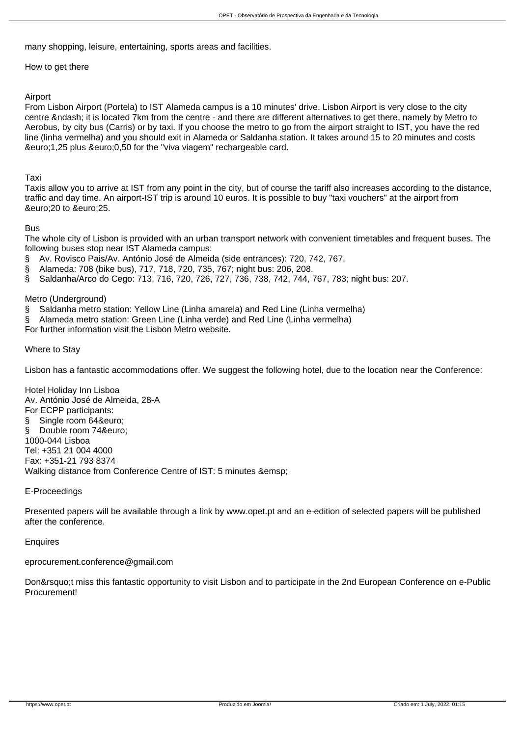many shopping, leisure, entertaining, sports areas and facilities.

How to get there

Airport

From Lisbon Airport (Portela) to IST Alameda campus is a 10 minutes' drive. Lisbon Airport is very close to the city centre &ndash; it is located 7km from the centre - and there are different alternatives to get there, namely by Metro to Aerobus, by city bus (Carris) or by taxi. If you choose the metro to go from the airport straight to IST, you have the red line (linha vermelha) and you should exit in Alameda or Saldanha station. It takes around 15 to 20 minutes and costs &euro;1,25 plus &euro;0,50 for the "viva viagem" rechargeable card.

Taxi

Taxis allow you to arrive at IST from any point in the city, but of course the tariff also increases according to the distance, traffic and day time. An airport-IST trip is around 10 euros. It is possible to buy "taxi vouchers" at the airport from &euro;20 to &euro;25.

Bus

The whole city of Lisbon is provided with an urban transport network with convenient timetables and frequent buses. The following buses stop near IST Alameda campus:

§ Av. Rovisco Pais/Av. António José de Almeida (side entrances): 720, 742, 767.
§ Alameda: 708 (bike bus), 717, 718, 720, 735, 767; night bus: 206, 208.
§ Saldanha/Arco do Cego: 713, 716, 720, 726, 727, 736, 738, 742, 744, 767, 783; night bus: 207.

Metro (Underground)

§ Saldanha metro station: Yellow Line (Linha amarela) and Red Line (Linha vermelha)
§ Alameda metro station: Green Line (Linha verde) and Red Line (Linha vermelha)

For further information visit the Lisbon Metro website.

Where to Stay

Lisbon has a fantastic accommodations offer. We suggest the following hotel, due to the location near the Conference:

Hotel Holiday Inn Lisboa
Av. António José de Almeida, 28-A
For ECPP participants:
§ Single room 64&euro;
§ Double room 74&euro;
1000-044 Lisboa
Tel: +351 21 004 4000
Fax: +351-21 793 8374
Walking distance from Conference Centre of IST: 5 minutes &emsp;

E-Proceedings

Presented papers will be available through a link by www.opet.pt and an e-edition of selected papers will be published after the conference.

Enquires

eprocurement.conference@gmail.com

Don&rsquo;t miss this fantastic opportunity to visit Lisbon and to participate in the 2nd European Conference on e-Public Procurement!